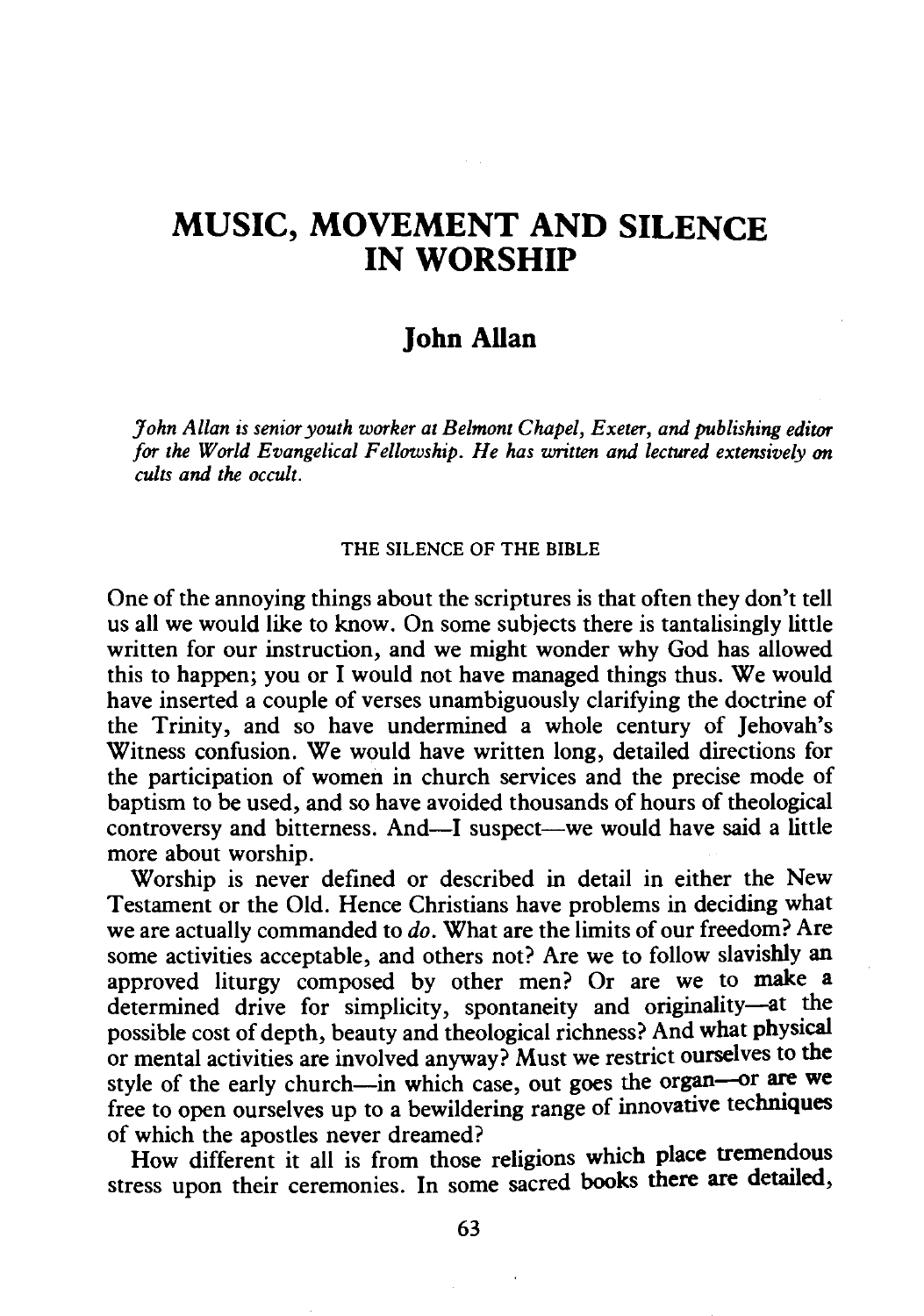# MUSIC, MOVEMENT AND SILENCE IN WORSHIP

## John Allan

*John Allan is senior youth worker at Belmont Chapel, Exeter, and publishing editor for the World Evangelical Fellowship. He has written and lectured extensively on cults and the occult.*

### THE SILENCE OF THE BIBLE

One of the annoying things about the scriptures is that often they don't tell us all we would like to know. On some subjects there is tantalisingly little written for our instruction, and we might wonder why God has allowed this to happen; you or I would not have managed things thus. We would have inserted a couple of verses unambiguously clarifying the doctrine of the Trinity, and so have undermined a whole century of Jehovah's Witness confusion. We would have written long, detailed directions for the participation of women in church services and the precise mode of baptism to be used, and so have avoided thousands of hours of theological controversy and bitterness. And—I suspect—we would have said a little more about worship.

Worship is never defined or described in detail in either the New Testament or the Old. Hence Christians have problems in deciding what we are actually commanded to *do*. What are the limits of our freedom? Are some activities acceptable, and others not? Are we to follow slavishly an approved liturgy composed by other men? Or are we to make a determined drive for simplicity, spontaneity and originality—at the possible cost of depth, beauty and theological richness? And what physical or mental activities are involved anyway? Must we restrict ourselves to the style of the early church—in which case, out goes the organ—or are we free to open ourselves up to a bewildering range of innovative techniques of which the apostles never dreamed?

How different it all is from those religions which place tremendous stress upon their ceremonies. In some sacred books there are detailed,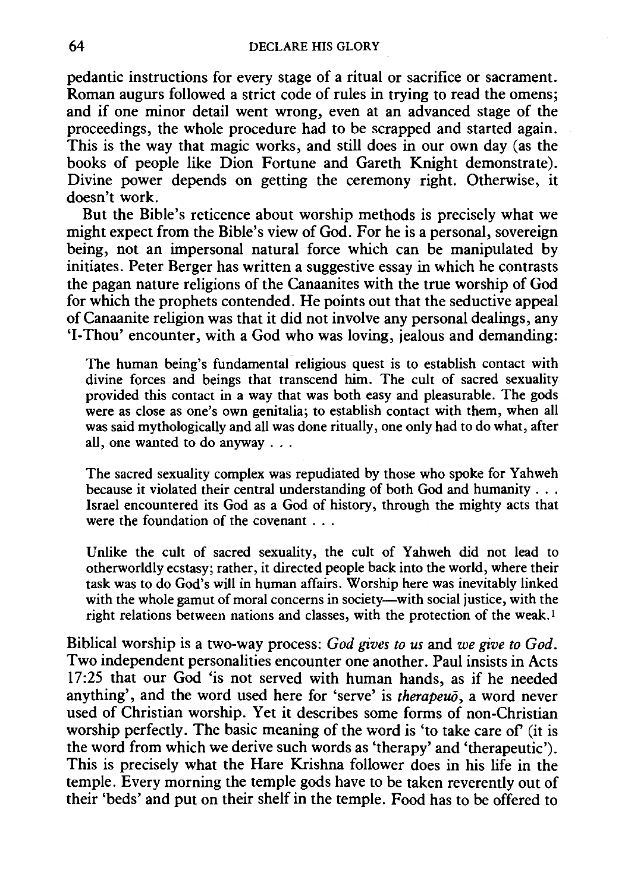pedantic instructions for every stage of a ritual or sacrifice or sacrament. Roman augurs followed a strict code of rules in trying to read the omens; and if one minor detail went wrong, even at an advanced stage of the proceedings, the whole procedure had to be scrapped and started again. This is the way that magic works, and still does in our own day (as the books of people like Dion Fortune and Gareth Knight demonstrate). Divine power depends on getting the ceremony right. Otherwise, it doesn't work.

But the Bible's reticence about worship methods is precisely what we might expect from the Bible's view of God. For he is a personal, sovereign being, not an impersonal natural force which can be manipulated by initiates. Peter Berger has written a suggestive essay in which he contrasts the pagan nature religions of the Canaanites with the true worship of God for which the prophets contended. He points out that the seductive appeal of Canaanite religion was that it did not involve any personal dealings, any 'I-Thou' encounter, with a God who was loving, jealous and demanding:

> The human being's fundamental religious quest is to establish contact with divine forces and beings that transcend him. The cult of sacred sexuality provided this contact in a way that was both easy and pleasurable. The gods were as close as one's own genitalia; to establish contact with them, when all was said mythologically and all was done ritually, one only had to do what, after all, one wanted to do anyway . . .
>
> The sacred sexuality complex was repudiated by those who spoke for Yahweh because it violated their central understanding of both God and humanity . . . Israel encountered its God as a God of history, through the mighty acts that were the foundation of the covenant . . .
>
> Unlike the cult of sacred sexuality, the cult of Yahweh did not lead to otherworldly ecstasy; rather, it directed people back into the world, where their task was to do God's will in human affairs. Worship here was inevitably linked with the whole gamut of moral concerns in society—with social justice, with the right relations between nations and classes, with the protection of the weak.[1]

Biblical worship is a two-way process: *God gives to us* and *we give to God*. Two independent personalities encounter one another. Paul insists in Acts 17:25 that our God 'is not served with human hands, as if he needed anything', and the word used here for 'serve' is *therapeuō*, a word never used of Christian worship. Yet it describes some forms of non-Christian worship perfectly. The basic meaning of the word is 'to take care of' (it is the word from which we derive such words as 'therapy' and 'therapeutic'). This is precisely what the Hare Krishna follower does in his life in the temple. Every morning the temple gods have to be taken reverently out of their 'beds' and put on their shelf in the temple. Food has to be offered to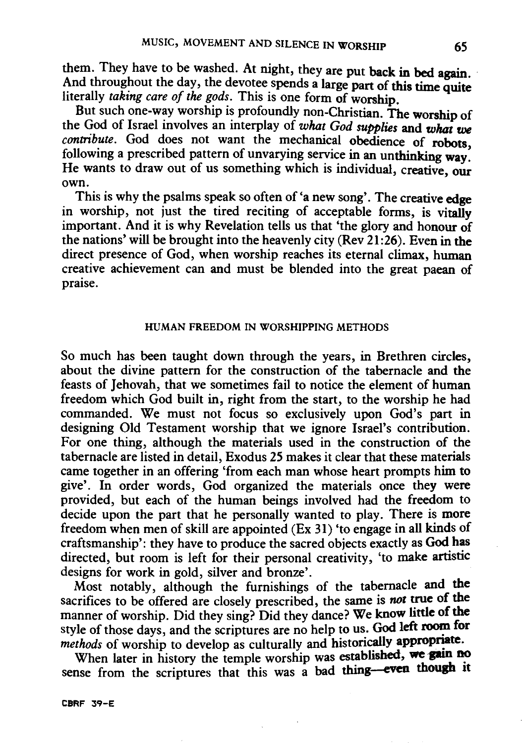them. They have to be washed. At night, they are put back in bed again. And throughout the day, the devotee spends a large part of this time quite literally *taking care of the gods*. This is one form of worship.

But such one-way worship is profoundly non-Christian. The worship of the God of Israel involves an interplay of *what God supplies* and *what we contribute*. God does not want the mechanical obedience of robots, following a prescribed pattern of unvarying service in an unthinking way. He wants to draw out of us something which is individual, creative, our own.

This is why the psalms speak so often of 'a new song'. The creative edge in worship, not just the tired reciting of acceptable forms, is vitally important. And it is why Revelation tells us that 'the glory and honour of the nations' will be brought into the heavenly city (Rev 21:26). Even in the direct presence of God, when worship reaches its eternal climax, human creative achievement can and must be blended into the great paean of praise.

## HUMAN FREEDOM IN WORSHIPPING METHODS

So much has been taught down through the years, in Brethren circles, about the divine pattern for the construction of the tabernacle and the feasts of Jehovah, that we sometimes fail to notice the element of human freedom which God built in, right from the start, to the worship he had commanded. We must not focus so exclusively upon God's part in designing Old Testament worship that we ignore Israel's contribution. For one thing, although the materials used in the construction of the tabernacle are listed in detail, Exodus 25 makes it clear that these materials came together in an offering 'from each man whose heart prompts him to give'. In order words, God organized the materials once they were provided, but each of the human beings involved had the freedom to decide upon the part that he personally wanted to play. There is more freedom when men of skill are appointed (Ex 31) 'to engage in all kinds of craftsmanship': they have to produce the sacred objects exactly as God has directed, but room is left for their personal creativity, 'to make artistic designs for work in gold, silver and bronze'.

Most notably, although the furnishings of the tabernacle and the sacrifices to be offered are closely prescribed, the same is *not* true of the manner of worship. Did they sing? Did they dance? We know little of the style of those days, and the scriptures are no help to us. God left room for *methods* of worship to develop as culturally and historically appropriate.

When later in history the temple worship was established, we gain no sense from the scriptures that this was a bad thing—even though it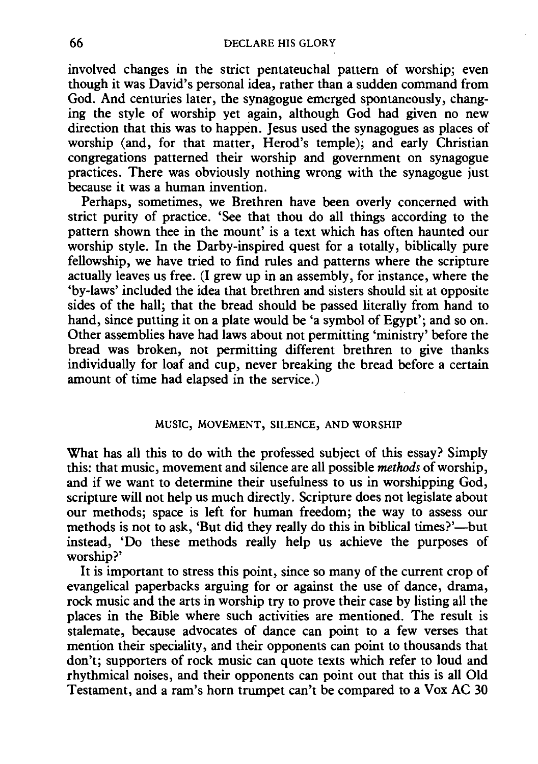involved changes in the strict pentateuchal pattern of worship; even though it was David's personal idea, rather than a sudden command from God. And centuries later, the synagogue emerged spontaneously, changing the style of worship yet again, although God had given no new direction that this was to happen. Jesus used the synagogues as places of worship (and, for that matter, Herod's temple); and early Christian congregations patterned their worship and government on synagogue practices. There was obviously nothing wrong with the synagogue just because it was a human invention.

Perhaps, sometimes, we Brethren have been overly concerned with strict purity of practice. 'See that thou do all things according to the pattern shown thee in the mount' is a text which has often haunted our worship style. In the Darby-inspired quest for a totally, biblically pure fellowship, we have tried to find rules and patterns where the scripture actually leaves us free. (I grew up in an assembly, for instance, where the 'by-laws' included the idea that brethren and sisters should sit at opposite sides of the hall; that the bread should be passed literally from hand to hand, since putting it on a plate would be 'a symbol of Egypt'; and so on. Other assemblies have had laws about not permitting 'ministry' before the bread was broken, not permitting different brethren to give thanks individually for loaf and cup, never breaking the bread before a certain amount of time had elapsed in the service.)

## MUSIC, MOVEMENT, SILENCE, AND WORSHIP

What has all this to do with the professed subject of this essay? Simply this: that music, movement and silence are all possible *methods* of worship, and if we want to determine their usefulness to us in worshipping God, scripture will not help us much directly. Scripture does not legislate about our methods; space is left for human freedom; the way to assess our methods is not to ask, 'But did they really do this in biblical times?'—but instead, 'Do these methods really help us achieve the purposes of worship?'

It is important to stress this point, since so many of the current crop of evangelical paperbacks arguing for or against the use of dance, drama, rock music and the arts in worship try to prove their case by listing all the places in the Bible where such activities are mentioned. The result is stalemate, because advocates of dance can point to a few verses that mention their speciality, and their opponents can point to thousands that don't; supporters of rock music can quote texts which refer to loud and rhythmical noises, and their opponents can point out that this is all Old Testament, and a ram's horn trumpet can't be compared to a Vox AC 30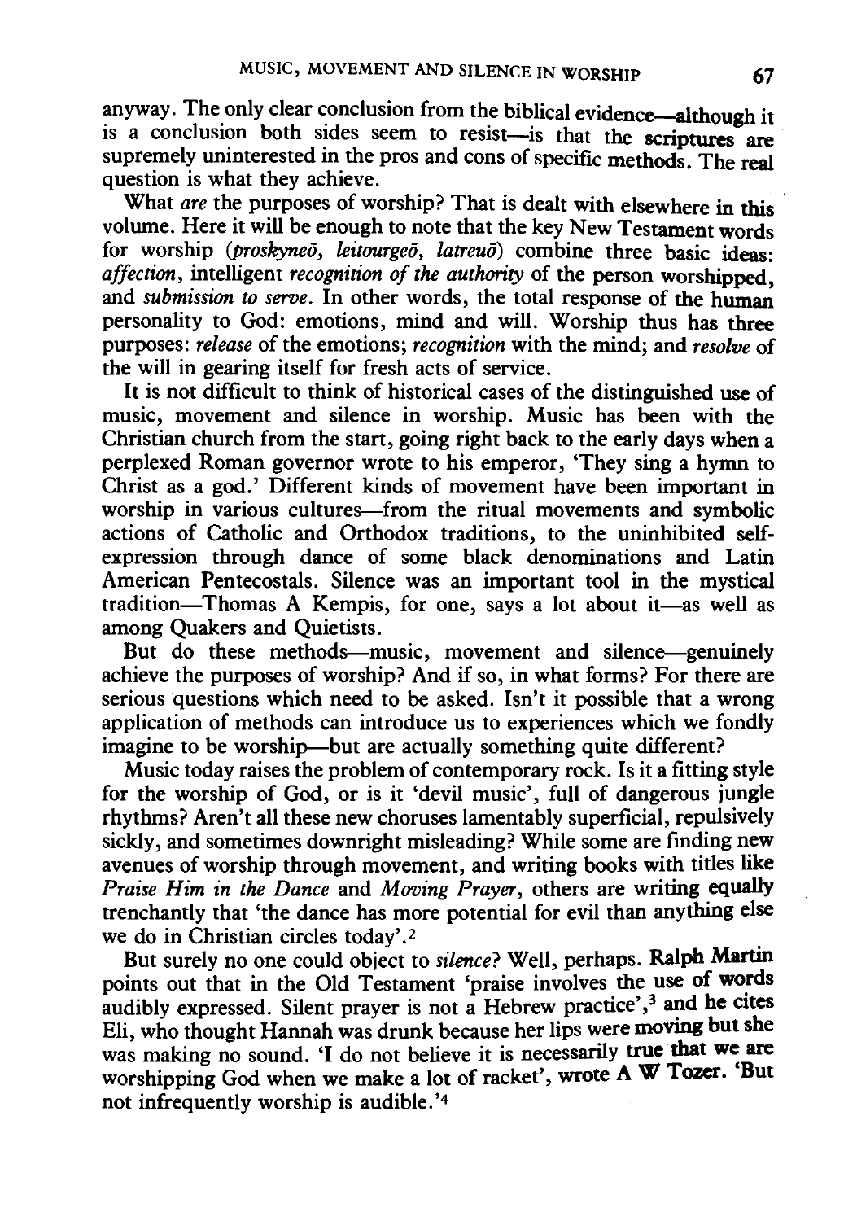anyway. The only clear conclusion from the biblical evidence—although it is a conclusion both sides seem to resist—is that the scriptures are supremely uninterested in the pros and cons of specific methods. The real question is what they achieve.

What *are* the purposes of worship? That is dealt with elsewhere in this volume. Here it will be enough to note that the key New Testament words for worship (*proskyneō, leitourgeō, latreuō*) combine three basic ideas: *affection*, intelligent *recognition of the authority* of the person worshipped, and *submission to serve*. In other words, the total response of the human personality to God: emotions, mind and will. Worship thus has three purposes: *release* of the emotions; *recognition* with the mind; and *resolve* of the will in gearing itself for fresh acts of service.

It is not difficult to think of historical cases of the distinguished use of music, movement and silence in worship. Music has been with the Christian church from the start, going right back to the early days when a perplexed Roman governor wrote to his emperor, 'They sing a hymn to Christ as a god.' Different kinds of movement have been important in worship in various cultures—from the ritual movements and symbolic actions of Catholic and Orthodox traditions, to the uninhibited self-expression through dance of some black denominations and Latin American Pentecostals. Silence was an important tool in the mystical tradition—Thomas A Kempis, for one, says a lot about it—as well as among Quakers and Quietists.

But do these methods—music, movement and silence—genuinely achieve the purposes of worship? And if so, in what forms? For there are serious questions which need to be asked. Isn't it possible that a wrong application of methods can introduce us to experiences which we fondly imagine to be worship—but are actually something quite different?

Music today raises the problem of contemporary rock. Is it a fitting style for the worship of God, or is it 'devil music', full of dangerous jungle rhythms? Aren't all these new choruses lamentably superficial, repulsively sickly, and sometimes downright misleading? While some are finding new avenues of worship through movement, and writing books with titles like *Praise Him in the Dance* and *Moving Prayer*, others are writing equally trenchantly that 'the dance has more potential for evil than anything else we do in Christian circles today'.[2]

But surely no one could object to *silence*? Well, perhaps. Ralph Martin points out that in the Old Testament 'praise involves the use of words audibly expressed. Silent prayer is not a Hebrew practice',[3] and he cites Eli, who thought Hannah was drunk because her lips were moving but she was making no sound. 'I do not believe it is necessarily true that we are worshipping God when we make a lot of racket', wrote A W Tozer. 'But not infrequently worship is audible.'[4]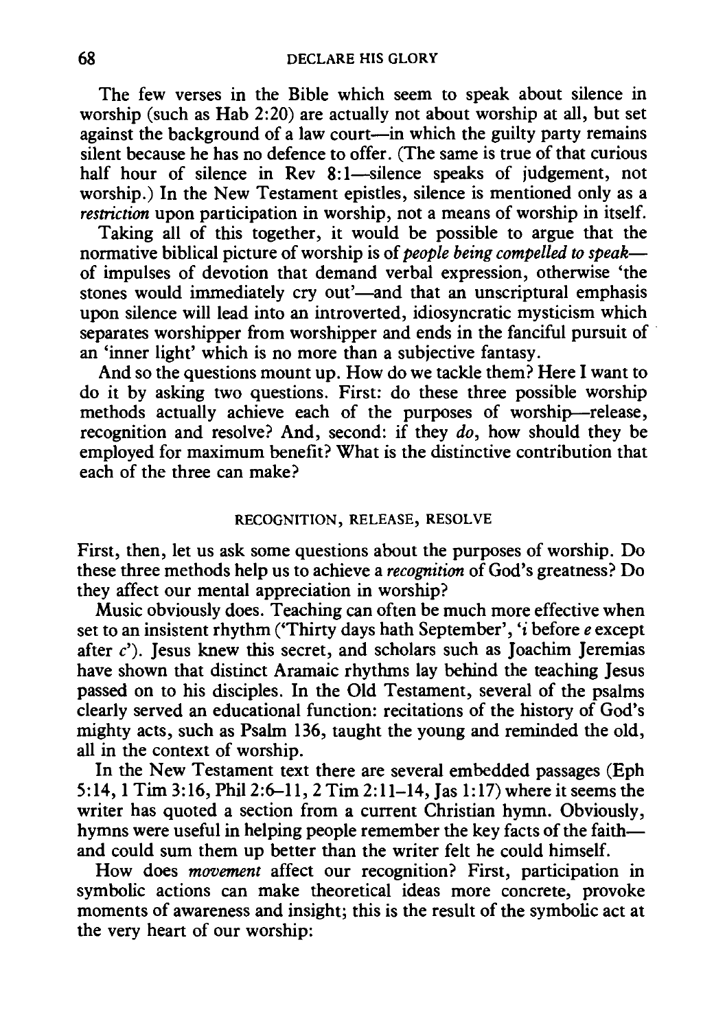The few verses in the Bible which seem to speak about silence in worship (such as Hab 2:20) are actually not about worship at all, but set against the background of a law court—in which the guilty party remains silent because he has no defence to offer. (The same is true of that curious half hour of silence in Rev 8:1—silence speaks of judgement, not worship.) In the New Testament epistles, silence is mentioned only as a *restriction* upon participation in worship, not a means of worship in itself.

Taking all of this together, it would be possible to argue that the normative biblical picture of worship is of *people being compelled to speak*—of impulses of devotion that demand verbal expression, otherwise 'the stones would immediately cry out'—and that an unscriptural emphasis upon silence will lead into an introverted, idiosyncratic mysticism which separates worshipper from worshipper and ends in the fanciful pursuit of an 'inner light' which is no more than a subjective fantasy.

And so the questions mount up. How do we tackle them? Here I want to do it by asking two questions. First: do these three possible worship methods actually achieve each of the purposes of worship—release, recognition and resolve? And, second: if they *do*, how should they be employed for maximum benefit? What is the distinctive contribution that each of the three can make?

## RECOGNITION, RELEASE, RESOLVE

First, then, let us ask some questions about the purposes of worship. Do these three methods help us to achieve a *recognition* of God's greatness? Do they affect our mental appreciation in worship?

Music obviously does. Teaching can often be much more effective when set to an insistent rhythm ('Thirty days hath September', '*i* before *e* except after *c*'). Jesus knew this secret, and scholars such as Joachim Jeremias have shown that distinct Aramaic rhythms lay behind the teaching Jesus passed on to his disciples. In the Old Testament, several of the psalms clearly served an educational function: recitations of the history of God's mighty acts, such as Psalm 136, taught the young and reminded the old, all in the context of worship.

In the New Testament text there are several embedded passages (Eph 5:14, 1 Tim 3:16, Phil 2:6–11, 2 Tim 2:11–14, Jas 1:17) where it seems the writer has quoted a section from a current Christian hymn. Obviously, hymns were useful in helping people remember the key facts of the faith—and could sum them up better than the writer felt he could himself.

How does *movement* affect our recognition? First, participation in symbolic actions can make theoretical ideas more concrete, provoke moments of awareness and insight; this is the result of the symbolic act at the very heart of our worship: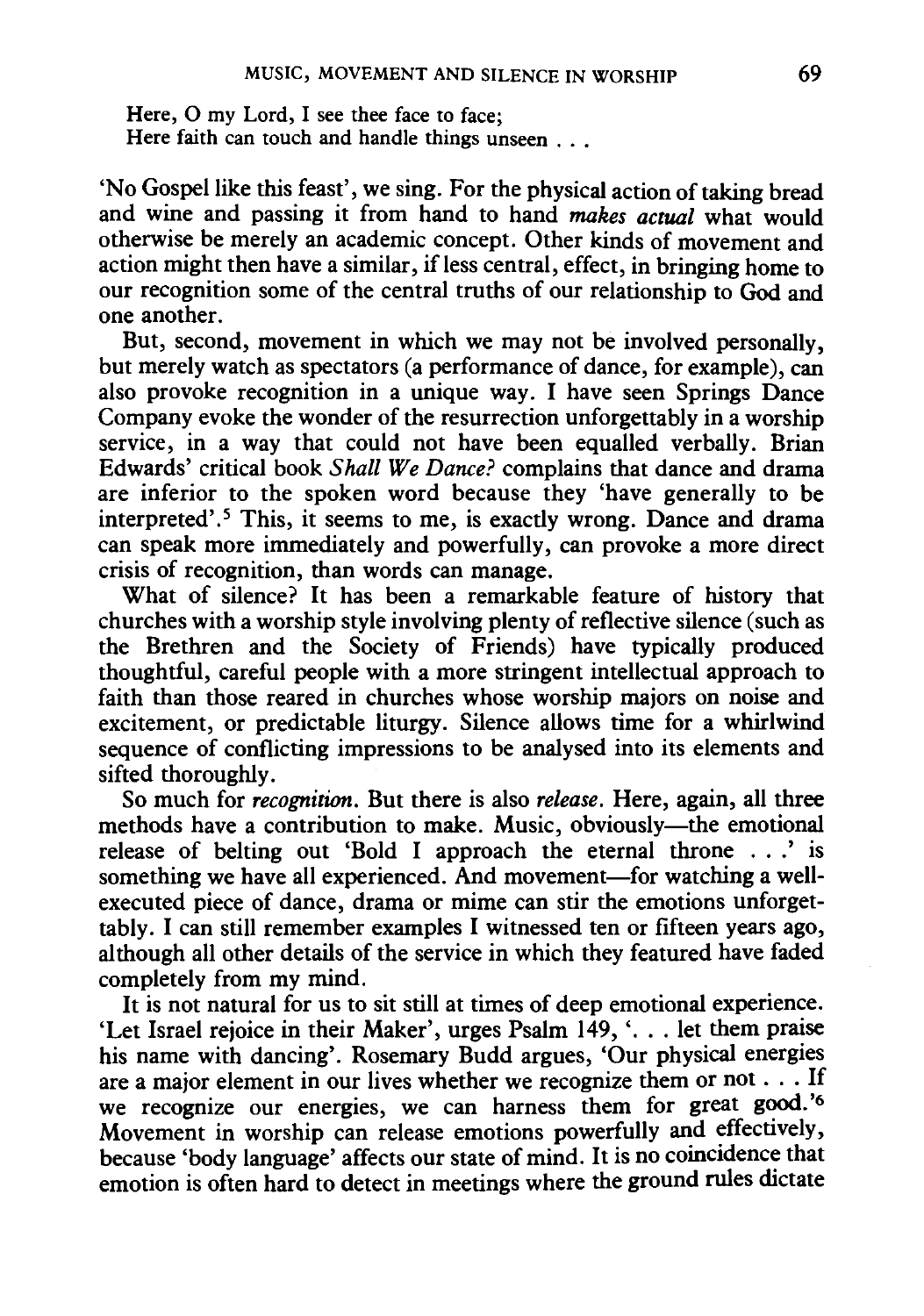Here, O my Lord, I see thee face to face;
Here faith can touch and handle things unseen . . .

'No Gospel like this feast', we sing. For the physical action of taking bread and wine and passing it from hand to hand *makes actual* what would otherwise be merely an academic concept. Other kinds of movement and action might then have a similar, if less central, effect, in bringing home to our recognition some of the central truths of our relationship to God and one another.

But, second, movement in which we may not be involved personally, but merely watch as spectators (a performance of dance, for example), can also provoke recognition in a unique way. I have seen Springs Dance Company evoke the wonder of the resurrection unforgettably in a worship service, in a way that could not have been equalled verbally. Brian Edwards' critical book *Shall We Dance?* complains that dance and drama are inferior to the spoken word because they 'have generally to be interpreted'.[5] This, it seems to me, is exactly wrong. Dance and drama can speak more immediately and powerfully, can provoke a more direct crisis of recognition, than words can manage.

What of silence? It has been a remarkable feature of history that churches with a worship style involving plenty of reflective silence (such as the Brethren and the Society of Friends) have typically produced thoughtful, careful people with a more stringent intellectual approach to faith than those reared in churches whose worship majors on noise and excitement, or predictable liturgy. Silence allows time for a whirlwind sequence of conflicting impressions to be analysed into its elements and sifted thoroughly.

So much for *recognition*. But there is also *release*. Here, again, all three methods have a contribution to make. Music, obviously—the emotional release of belting out 'Bold I approach the eternal throne . . .' is something we have all experienced. And movement—for watching a well-executed piece of dance, drama or mime can stir the emotions unforgettably. I can still remember examples I witnessed ten or fifteen years ago, although all other details of the service in which they featured have faded completely from my mind.

It is not natural for us to sit still at times of deep emotional experience. 'Let Israel rejoice in their Maker', urges Psalm 149, '. . . let them praise his name with dancing'. Rosemary Budd argues, 'Our physical energies are a major element in our lives whether we recognize them or not . . . If we recognize our energies, we can harness them for great good.'[6] Movement in worship can release emotions powerfully and effectively, because 'body language' affects our state of mind. It is no coincidence that emotion is often hard to detect in meetings where the ground rules dictate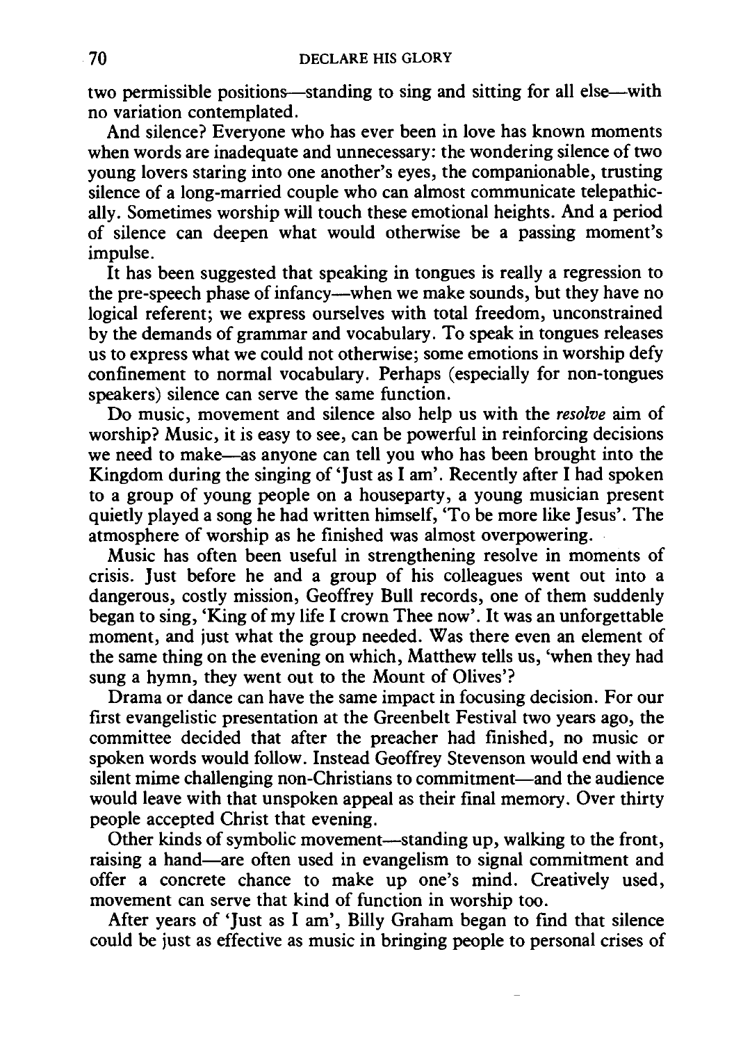two permissible positions—standing to sing and sitting for all else—with no variation contemplated.

And silence? Everyone who has ever been in love has known moments when words are inadequate and unnecessary: the wondering silence of two young lovers staring into one another's eyes, the companionable, trusting silence of a long-married couple who can almost communicate telepathically. Sometimes worship will touch these emotional heights. And a period of silence can deepen what would otherwise be a passing moment's impulse.

It has been suggested that speaking in tongues is really a regression to the pre-speech phase of infancy—when we make sounds, but they have no logical referent; we express ourselves with total freedom, unconstrained by the demands of grammar and vocabulary. To speak in tongues releases us to express what we could not otherwise; some emotions in worship defy confinement to normal vocabulary. Perhaps (especially for non-tongues speakers) silence can serve the same function.

Do music, movement and silence also help us with the *resolve* aim of worship? Music, it is easy to see, can be powerful in reinforcing decisions we need to make—as anyone can tell you who has been brought into the Kingdom during the singing of 'Just as I am'. Recently after I had spoken to a group of young people on a houseparty, a young musician present quietly played a song he had written himself, 'To be more like Jesus'. The atmosphere of worship as he finished was almost overpowering.

Music has often been useful in strengthening resolve in moments of crisis. Just before he and a group of his colleagues went out into a dangerous, costly mission, Geoffrey Bull records, one of them suddenly began to sing, 'King of my life I crown Thee now'. It was an unforgettable moment, and just what the group needed. Was there even an element of the same thing on the evening on which, Matthew tells us, 'when they had sung a hymn, they went out to the Mount of Olives'?

Drama or dance can have the same impact in focusing decision. For our first evangelistic presentation at the Greenbelt Festival two years ago, the committee decided that after the preacher had finished, no music or spoken words would follow. Instead Geoffrey Stevenson would end with a silent mime challenging non-Christians to commitment—and the audience would leave with that unspoken appeal as their final memory. Over thirty people accepted Christ that evening.

Other kinds of symbolic movement—standing up, walking to the front, raising a hand—are often used in evangelism to signal commitment and offer a concrete chance to make up one's mind. Creatively used, movement can serve that kind of function in worship too.

After years of 'Just as I am', Billy Graham began to find that silence could be just as effective as music in bringing people to personal crises of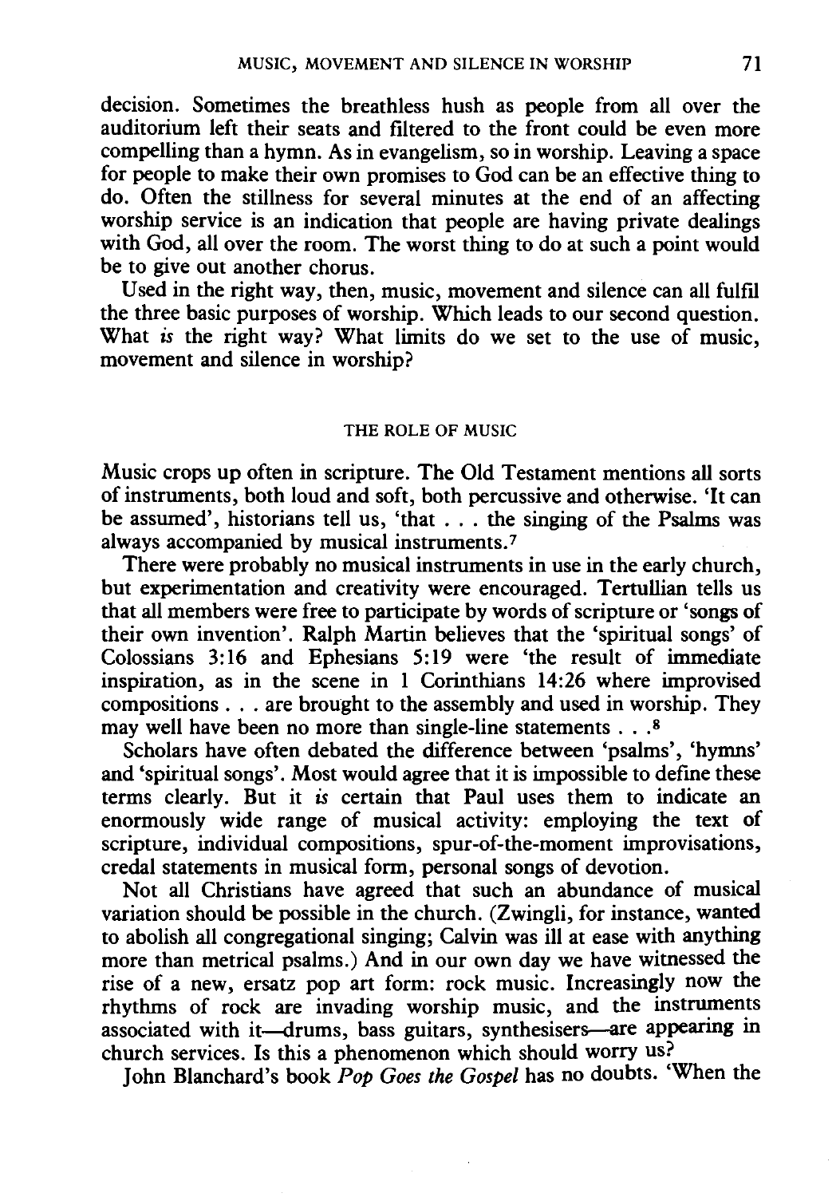decision. Sometimes the breathless hush as people from all over the auditorium left their seats and filtered to the front could be even more compelling than a hymn. As in evangelism, so in worship. Leaving a space for people to make their own promises to God can be an effective thing to do. Often the stillness for several minutes at the end of an affecting worship service is an indication that people are having private dealings with God, all over the room. The worst thing to do at such a point would be to give out another chorus.

Used in the right way, then, music, movement and silence can all fulfil the three basic purposes of worship. Which leads to our second question. What *is* the right way? What limits do we set to the use of music, movement and silence in worship?

## THE ROLE OF MUSIC

Music crops up often in scripture. The Old Testament mentions all sorts of instruments, both loud and soft, both percussive and otherwise. 'It can be assumed', historians tell us, 'that . . . the singing of the Psalms was always accompanied by musical instruments.[7]

There were probably no musical instruments in use in the early church, but experimentation and creativity were encouraged. Tertullian tells us that all members were free to participate by words of scripture or 'songs of their own invention'. Ralph Martin believes that the 'spiritual songs' of Colossians 3:16 and Ephesians 5:19 were 'the result of immediate inspiration, as in the scene in 1 Corinthians 14:26 where improvised compositions . . . are brought to the assembly and used in worship. They may well have been no more than single-line statements . . .[8]

Scholars have often debated the difference between 'psalms', 'hymns' and 'spiritual songs'. Most would agree that it is impossible to define these terms clearly. But it *is* certain that Paul uses them to indicate an enormously wide range of musical activity: employing the text of scripture, individual compositions, spur-of-the-moment improvisations, credal statements in musical form, personal songs of devotion.

Not all Christians have agreed that such an abundance of musical variation should be possible in the church. (Zwingli, for instance, wanted to abolish all congregational singing; Calvin was ill at ease with anything more than metrical psalms.) And in our own day we have witnessed the rise of a new, ersatz pop art form: rock music. Increasingly now the rhythms of rock are invading worship music, and the instruments associated with it—drums, bass guitars, synthesisers—are appearing in church services. Is this a phenomenon which should worry us?

John Blanchard's book *Pop Goes the Gospel* has no doubts. 'When the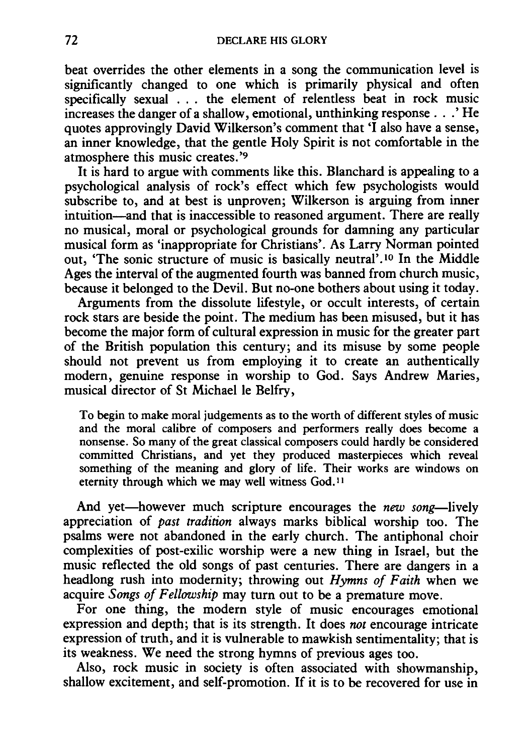beat overrides the other elements in a song the communication level is significantly changed to one which is primarily physical and often specifically sexual . . . the element of relentless beat in rock music increases the danger of a shallow, emotional, unthinking response . . .' He quotes approvingly David Wilkerson's comment that 'I also have a sense, an inner knowledge, that the gentle Holy Spirit is not comfortable in the atmosphere this music creates.'[9]

It is hard to argue with comments like this. Blanchard is appealing to a psychological analysis of rock's effect which few psychologists would subscribe to, and at best is unproven; Wilkerson is arguing from inner intuition—and that is inaccessible to reasoned argument. There are really no musical, moral or psychological grounds for damning any particular musical form as 'inappropriate for Christians'. As Larry Norman pointed out, 'The sonic structure of music is basically neutral'.[10] In the Middle Ages the interval of the augmented fourth was banned from church music, because it belonged to the Devil. But no-one bothers about using it today.

Arguments from the dissolute lifestyle, or occult interests, of certain rock stars are beside the point. The medium has been misused, but it has become the major form of cultural expression in music for the greater part of the British population this century; and its misuse by some people should not prevent us from employing it to create an authentically modern, genuine response in worship to God. Says Andrew Maries, musical director of St Michael le Belfry,

> To begin to make moral judgements as to the worth of different styles of music and the moral calibre of composers and performers really does become a nonsense. So many of the great classical composers could hardly be considered committed Christians, and yet they produced masterpieces which reveal something of the meaning and glory of life. Their works are windows on eternity through which we may well witness God.[11]

And yet—however much scripture encourages the *new song*—lively appreciation of *past tradition* always marks biblical worship too. The psalms were not abandoned in the early church. The antiphonal choir complexities of post-exilic worship were a new thing in Israel, but the music reflected the old songs of past centuries. There are dangers in a headlong rush into modernity; throwing out *Hymns of Faith* when we acquire *Songs of Fellowship* may turn out to be a premature move.

For one thing, the modern style of music encourages emotional expression and depth; that is its strength. It does *not* encourage intricate expression of truth, and it is vulnerable to mawkish sentimentality; that is its weakness. We need the strong hymns of previous ages too.

Also, rock music in society is often associated with showmanship, shallow excitement, and self-promotion. If it is to be recovered for use in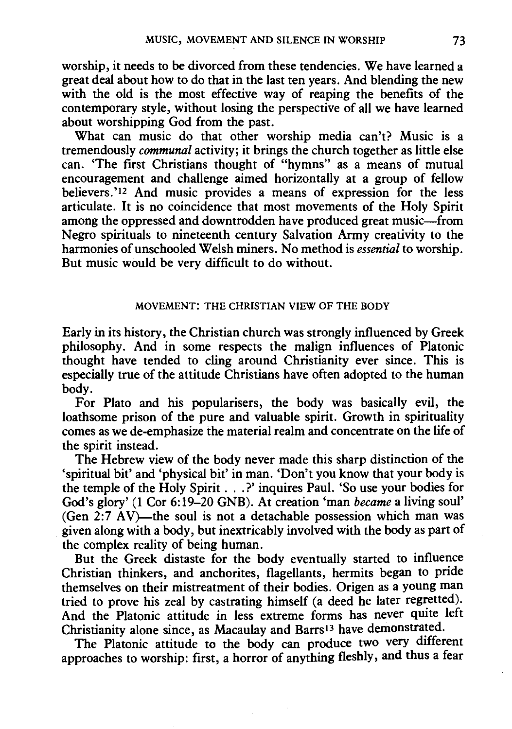worship, it needs to be divorced from these tendencies. We have learned a great deal about how to do that in the last ten years. And blending the new with the old is the most effective way of reaping the benefits of the contemporary style, without losing the perspective of all we have learned about worshipping God from the past.

What can music do that other worship media can't? Music is a tremendously *communal* activity; it brings the church together as little else can. 'The first Christians thought of "hymns" as a means of mutual encouragement and challenge aimed horizontally at a group of fellow believers.'[12] And music provides a means of expression for the less articulate. It is no coincidence that most movements of the Holy Spirit among the oppressed and downtrodden have produced great music—from Negro spirituals to nineteenth century Salvation Army creativity to the harmonies of unschooled Welsh miners. No method is *essential* to worship. But music would be very difficult to do without.

## MOVEMENT: THE CHRISTIAN VIEW OF THE BODY

Early in its history, the Christian church was strongly influenced by Greek philosophy. And in some respects the malign influences of Platonic thought have tended to cling around Christianity ever since. This is especially true of the attitude Christians have often adopted to the human body.

For Plato and his popularisers, the body was basically evil, the loathsome prison of the pure and valuable spirit. Growth in spirituality comes as we de-emphasize the material realm and concentrate on the life of the spirit instead.

The Hebrew view of the body never made this sharp distinction of the 'spiritual bit' and 'physical bit' in man. 'Don't you know that your body is the temple of the Holy Spirit . . .?' inquires Paul. 'So use your bodies for God's glory' (1 Cor 6:19–20 GNB). At creation 'man *became* a living soul' (Gen 2:7 AV)—the soul is not a detachable possession which man was given along with a body, but inextricably involved with the body as part of the complex reality of being human.

But the Greek distaste for the body eventually started to influence Christian thinkers, and anchorites, flagellants, hermits began to pride themselves on their mistreatment of their bodies. Origen as a young man tried to prove his zeal by castrating himself (a deed he later regretted). And the Platonic attitude in less extreme forms has never quite left Christianity alone since, as Macaulay and Barrs[13] have demonstrated.

The Platonic attitude to the body can produce two very different approaches to worship: first, a horror of anything fleshly, and thus a fear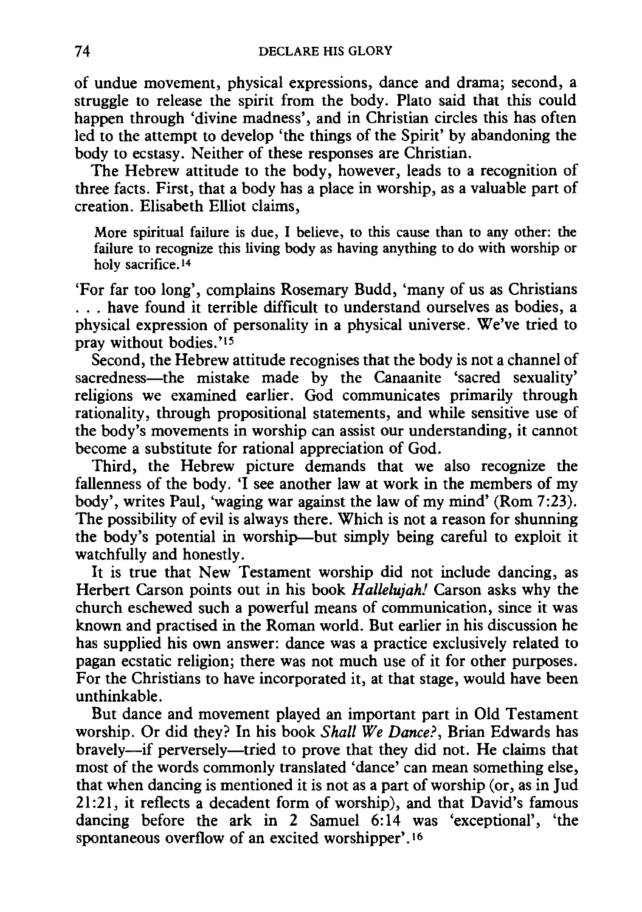of undue movement, physical expressions, dance and drama; second, a struggle to release the spirit from the body. Plato said that this could happen through 'divine madness', and in Christian circles this has often led to the attempt to develop 'the things of the Spirit' by abandoning the body to ecstasy. Neither of these responses are Christian.

The Hebrew attitude to the body, however, leads to a recognition of three facts. First, that a body has a place in worship, as a valuable part of creation. Elisabeth Elliot claims,

> More spiritual failure is due, I believe, to this cause than to any other: the failure to recognize this living body as having anything to do with worship or holy sacrifice.[14]

'For far too long', complains Rosemary Budd, 'many of us as Christians . . . have found it terrible difficult to understand ourselves as bodies, a physical expression of personality in a physical universe. We've tried to pray without bodies.'[15]

Second, the Hebrew attitude recognises that the body is not a channel of sacredness—the mistake made by the Canaanite 'sacred sexuality' religions we examined earlier. God communicates primarily through rationality, through propositional statements, and while sensitive use of the body's movements in worship can assist our understanding, it cannot become a substitute for rational appreciation of God.

Third, the Hebrew picture demands that we also recognize the fallenness of the body. 'I see another law at work in the members of my body', writes Paul, 'waging war against the law of my mind' (Rom 7:23). The possibility of evil is always there. Which is not a reason for shunning the body's potential in worship—but simply being careful to exploit it watchfully and honestly.

It is true that New Testament worship did not include dancing, as Herbert Carson points out in his book *Hallelujah!* Carson asks why the church eschewed such a powerful means of communication, since it was known and practised in the Roman world. But earlier in his discussion he has supplied his own answer: dance was a practice exclusively related to pagan ecstatic religion; there was not much use of it for other purposes. For the Christians to have incorporated it, at that stage, would have been unthinkable.

But dance and movement played an important part in Old Testament worship. Or did they? In his book *Shall We Dance?*, Brian Edwards has bravely—if perversely—tried to prove that they did not. He claims that most of the words commonly translated 'dance' can mean something else, that when dancing is mentioned it is not as a part of worship (or, as in Jud 21:21, it reflects a decadent form of worship), and that David's famous dancing before the ark in 2 Samuel 6:14 was 'exceptional', 'the spontaneous overflow of an excited worshipper'.[16]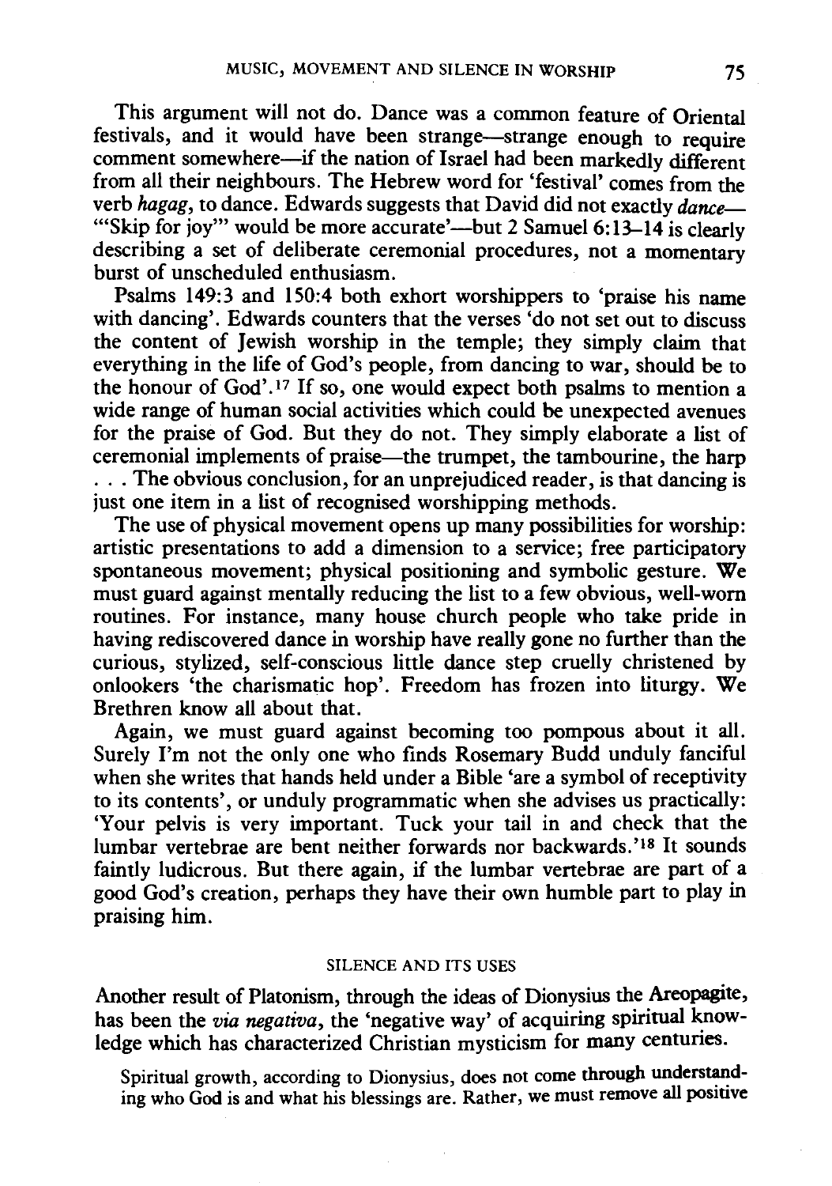This argument will not do. Dance was a common feature of Oriental festivals, and it would have been strange—strange enough to require comment somewhere—if the nation of Israel had been markedly different from all their neighbours. The Hebrew word for 'festival' comes from the verb *hagag*, to dance. Edwards suggests that David did not exactly *dance*—'"Skip for joy" would be more accurate'—but 2 Samuel 6:13–14 is clearly describing a set of deliberate ceremonial procedures, not a momentary burst of unscheduled enthusiasm.

Psalms 149:3 and 150:4 both exhort worshippers to 'praise his name with dancing'. Edwards counters that the verses 'do not set out to discuss the content of Jewish worship in the temple; they simply claim that everything in the life of God's people, from dancing to war, should be to the honour of God'.[17] If so, one would expect both psalms to mention a wide range of human social activities which could be unexpected avenues for the praise of God. But they do not. They simply elaborate a list of ceremonial implements of praise—the trumpet, the tambourine, the harp . . . The obvious conclusion, for an unprejudiced reader, is that dancing is just one item in a list of recognised worshipping methods.

The use of physical movement opens up many possibilities for worship: artistic presentations to add a dimension to a service; free participatory spontaneous movement; physical positioning and symbolic gesture. We must guard against mentally reducing the list to a few obvious, well-worn routines. For instance, many house church people who take pride in having rediscovered dance in worship have really gone no further than the curious, stylized, self-conscious little dance step cruelly christened by onlookers 'the charismatic hop'. Freedom has frozen into liturgy. We Brethren know all about that.

Again, we must guard against becoming too pompous about it all. Surely I'm not the only one who finds Rosemary Budd unduly fanciful when she writes that hands held under a Bible 'are a symbol of receptivity to its contents', or unduly programmatic when she advises us practically: 'Your pelvis is very important. Tuck your tail in and check that the lumbar vertebrae are bent neither forwards nor backwards.'[18] It sounds faintly ludicrous. But there again, if the lumbar vertebrae are part of a good God's creation, perhaps they have their own humble part to play in praising him.

## SILENCE AND ITS USES

Another result of Platonism, through the ideas of Dionysius the Areopagite, has been the *via negativa*, the 'negative way' of acquiring spiritual knowledge which has characterized Christian mysticism for many centuries.

> Spiritual growth, according to Dionysius, does not come through understanding who God is and what his blessings are. Rather, we must remove all positive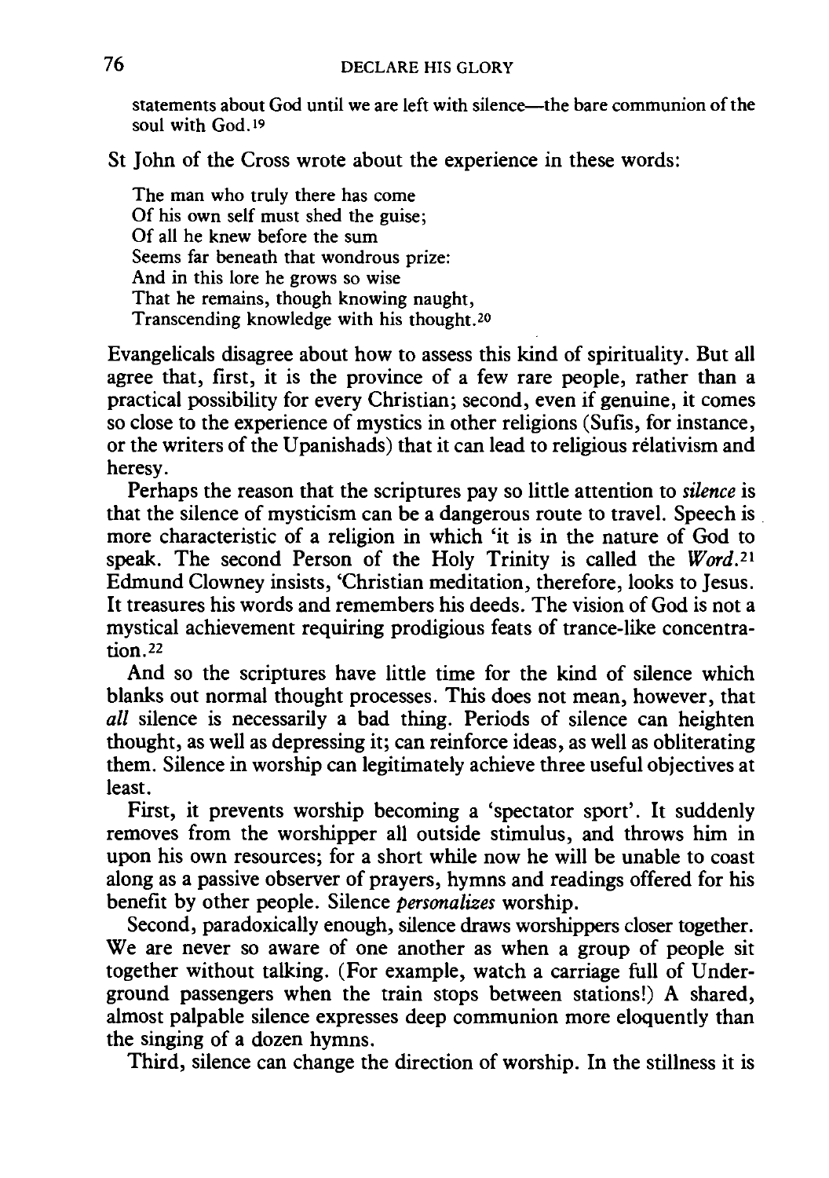statements about God until we are left with silence—the bare communion of the soul with God.[19]

St John of the Cross wrote about the experience in these words:

> The man who truly there has come  
> Of his own self must shed the guise;  
> Of all he knew before the sum  
> Seems far beneath that wondrous prize:  
> And in this lore he grows so wise  
> That he remains, though knowing naught,  
> Transcending knowledge with his thought.[20]

Evangelicals disagree about how to assess this kind of spirituality. But all agree that, first, it is the province of a few rare people, rather than a practical possibility for every Christian; second, even if genuine, it comes so close to the experience of mystics in other religions (Sufis, for instance, or the writers of the Upanishads) that it can lead to religious rélativism and heresy.

Perhaps the reason that the scriptures pay so little attention to *silence* is that the silence of mysticism can be a dangerous route to travel. Speech is more characteristic of a religion in which 'it is in the nature of God to speak. The second Person of the Holy Trinity is called the *Word*.[21] Edmund Clowney insists, 'Christian meditation, therefore, looks to Jesus. It treasures his words and remembers his deeds. The vision of God is not a mystical achievement requiring prodigious feats of trance-like concentration.[22]

And so the scriptures have little time for the kind of silence which blanks out normal thought processes. This does not mean, however, that *all* silence is necessarily a bad thing. Periods of silence can heighten thought, as well as depressing it; can reinforce ideas, as well as obliterating them. Silence in worship can legitimately achieve three useful objectives at least.

First, it prevents worship becoming a 'spectator sport'. It suddenly removes from the worshipper all outside stimulus, and throws him in upon his own resources; for a short while now he will be unable to coast along as a passive observer of prayers, hymns and readings offered for his benefit by other people. Silence *personalizes* worship.

Second, paradoxically enough, silence draws worshippers closer together. We are never so aware of one another as when a group of people sit together without talking. (For example, watch a carriage full of Underground passengers when the train stops between stations!) A shared, almost palpable silence expresses deep communion more eloquently than the singing of a dozen hymns.

Third, silence can change the direction of worship. In the stillness it is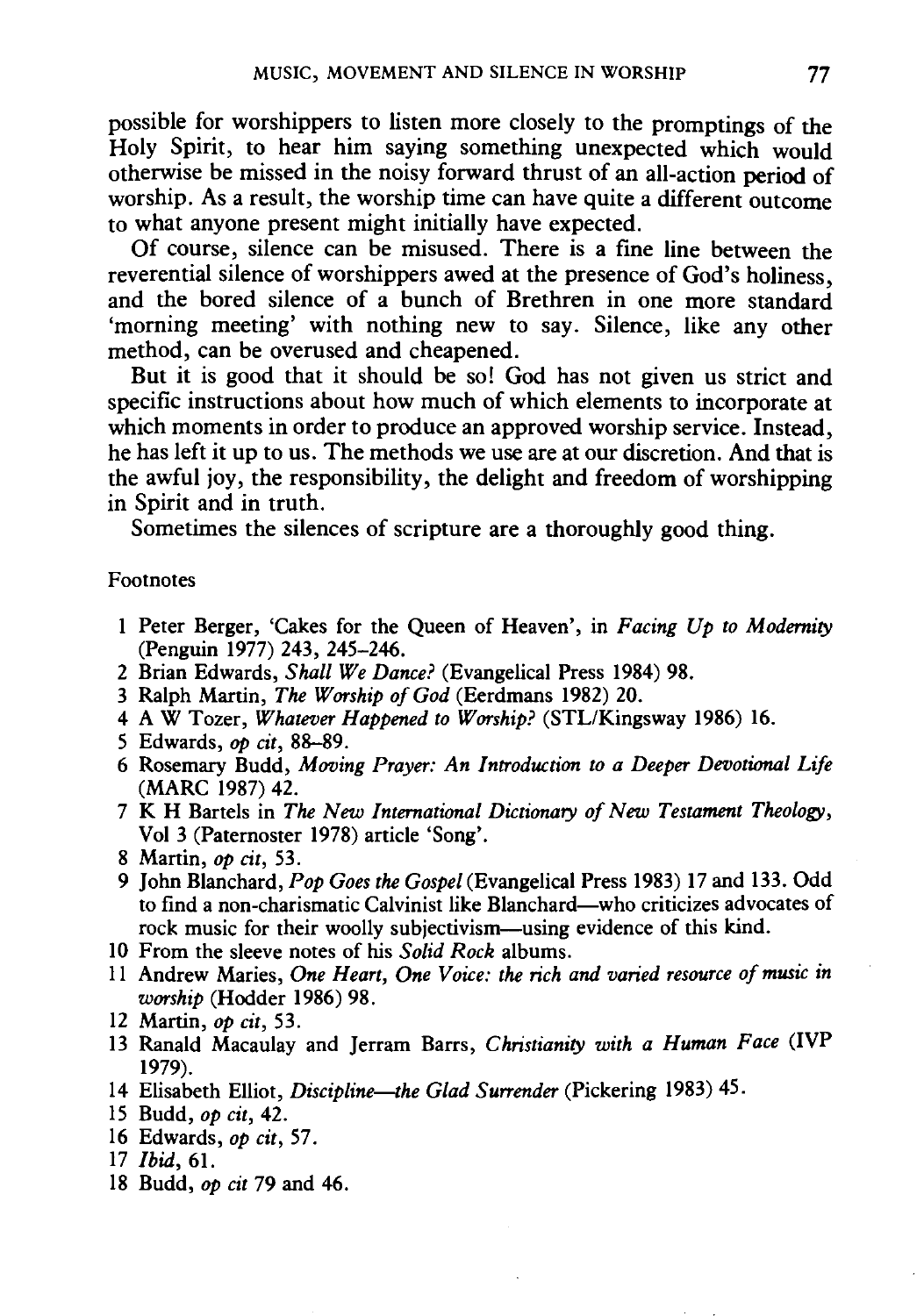possible for worshippers to listen more closely to the promptings of the Holy Spirit, to hear him saying something unexpected which would otherwise be missed in the noisy forward thrust of an all-action period of worship. As a result, the worship time can have quite a different outcome to what anyone present might initially have expected.

Of course, silence can be misused. There is a fine line between the reverential silence of worshippers awed at the presence of God's holiness, and the bored silence of a bunch of Brethren in one more standard 'morning meeting' with nothing new to say. Silence, like any other method, can be overused and cheapened.

But it is good that it should be so! God has not given us strict and specific instructions about how much of which elements to incorporate at which moments in order to produce an approved worship service. Instead, he has left it up to us. The methods we use are at our discretion. And that is the awful joy, the responsibility, the delight and freedom of worshipping in Spirit and in truth.

Sometimes the silences of scripture are a thoroughly good thing.

Footnotes

1. Peter Berger, 'Cakes for the Queen of Heaven', in *Facing Up to Modernity* (Penguin 1977) 243, 245–246.
2. Brian Edwards, *Shall We Dance?* (Evangelical Press 1984) 98.
3. Ralph Martin, *The Worship of God* (Eerdmans 1982) 20.
4. A W Tozer, *Whatever Happened to Worship?* (STL/Kingsway 1986) 16.
5. Edwards, *op cit*, 88–89.
6. Rosemary Budd, *Moving Prayer: An Introduction to a Deeper Devotional Life* (MARC 1987) 42.
7. K H Bartels in *The New International Dictionary of New Testament Theology*, Vol 3 (Paternoster 1978) article 'Song'.
8. Martin, *op cit*, 53.
9. John Blanchard, *Pop Goes the Gospel* (Evangelical Press 1983) 17 and 133. Odd to find a non-charismatic Calvinist like Blanchard—who criticizes advocates of rock music for their woolly subjectivism—using evidence of this kind.
10. From the sleeve notes of his *Solid Rock* albums.
11. Andrew Maries, *One Heart, One Voice: the rich and varied resource of music in worship* (Hodder 1986) 98.
12. Martin, *op cit*, 53.
13. Ranald Macaulay and Jerram Barrs, *Christianity with a Human Face* (IVP 1979).
14. Elisabeth Elliot, *Discipline—the Glad Surrender* (Pickering 1983) 45.
15. Budd, *op cit*, 42.
16. Edwards, *op cit*, 57.
17. *Ibid*, 61.
18. Budd, *op cit* 79 and 46.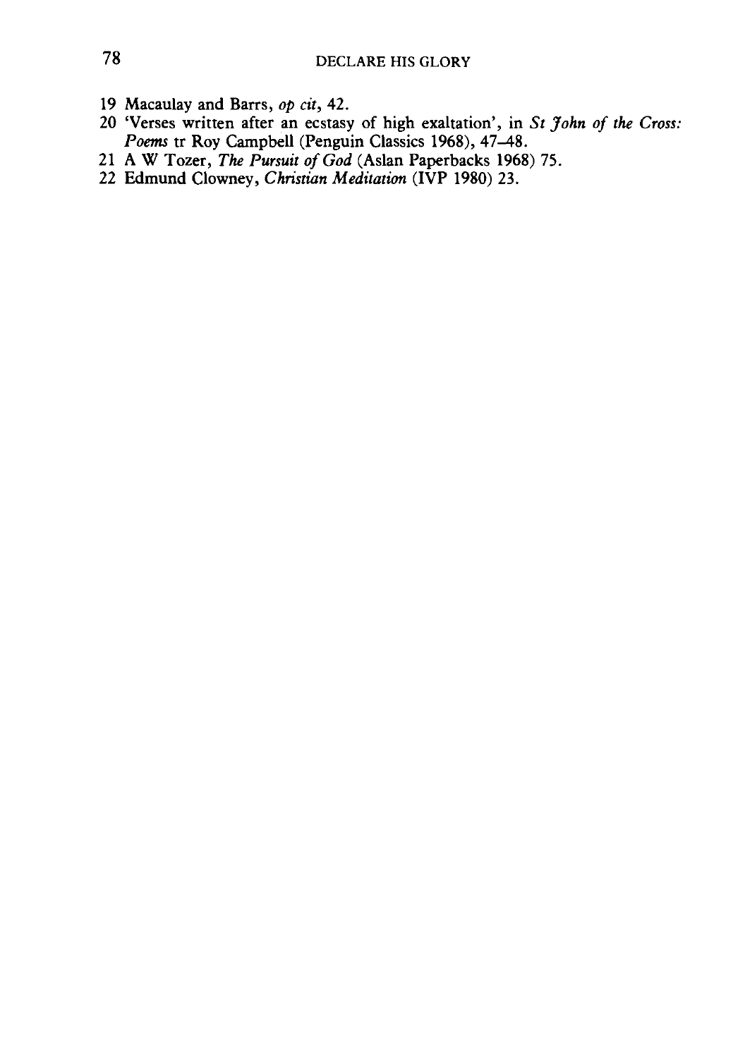19 Macaulay and Barrs, *op cit*, 42.
20 'Verses written after an ecstasy of high exaltation', in *St John of the Cross: Poems* tr Roy Campbell (Penguin Classics 1968), 47–48.
21 A W Tozer, *The Pursuit of God* (Aslan Paperbacks 1968) 75.
22 Edmund Clowney, *Christian Meditation* (IVP 1980) 23.